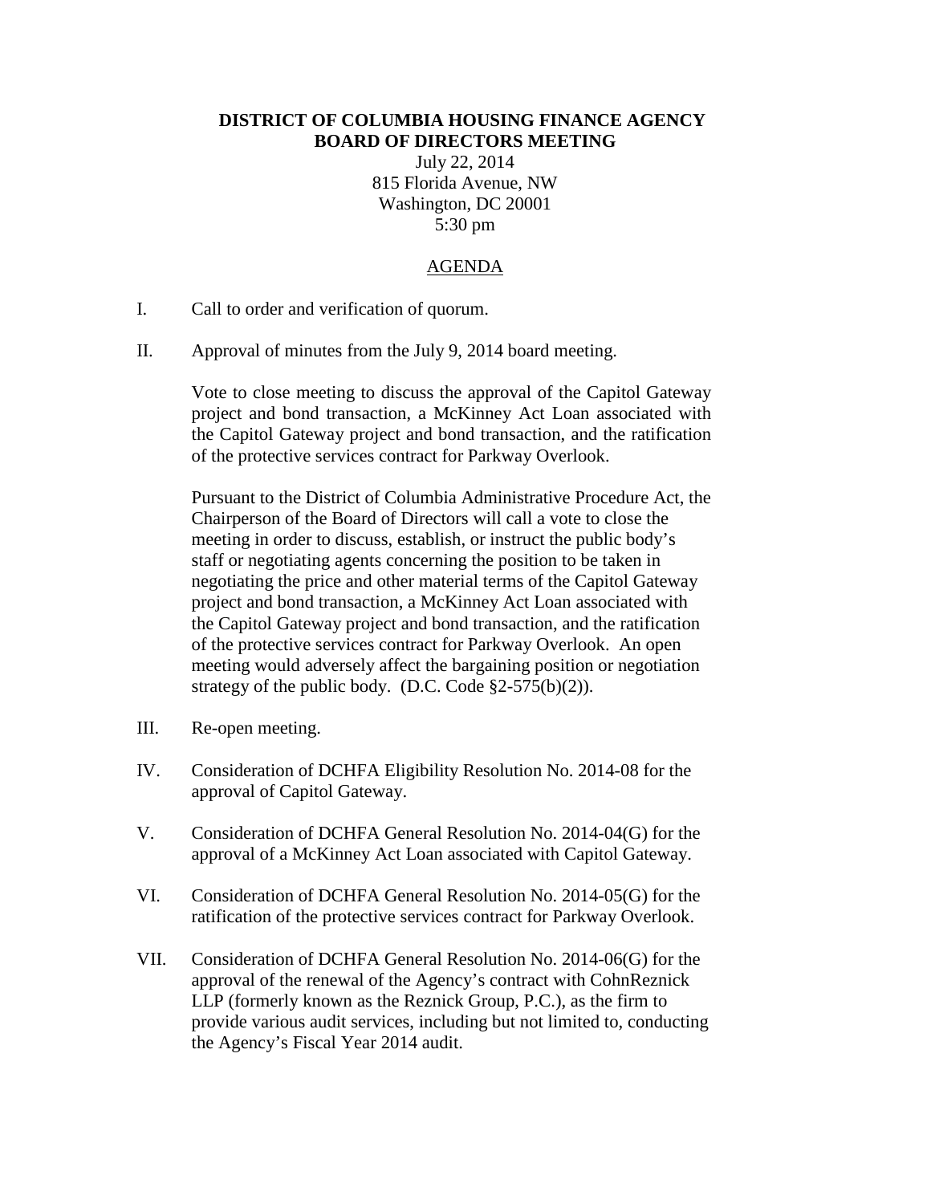**DISTRICT OF COLUMBIA HOUSING FINANCE AGENCY**
**BOARD OF DIRECTORS MEETING**

July 22, 2014
815 Florida Avenue, NW
Washington, DC 20001
5:30 pm

AGENDA

I. Call to order and verification of quorum.

II. Approval of minutes from the July 9, 2014 board meeting.

Vote to close meeting to discuss the approval of the Capitol Gateway project and bond transaction, a McKinney Act Loan associated with the Capitol Gateway project and bond transaction, and the ratification of the protective services contract for Parkway Overlook.

Pursuant to the District of Columbia Administrative Procedure Act, the Chairperson of the Board of Directors will call a vote to close the meeting in order to discuss, establish, or instruct the public body's staff or negotiating agents concerning the position to be taken in negotiating the price and other material terms of the Capitol Gateway project and bond transaction, a McKinney Act Loan associated with the Capitol Gateway project and bond transaction, and the ratification of the protective services contract for Parkway Overlook. An open meeting would adversely affect the bargaining position or negotiation strategy of the public body. (D.C. Code §2-575(b)(2)).

III. Re-open meeting.

IV. Consideration of DCHFA Eligibility Resolution No. 2014-08 for the approval of Capitol Gateway.

V. Consideration of DCHFA General Resolution No. 2014-04(G) for the approval of a McKinney Act Loan associated with Capitol Gateway.

VI. Consideration of DCHFA General Resolution No. 2014-05(G) for the ratification of the protective services contract for Parkway Overlook.

VII. Consideration of DCHFA General Resolution No. 2014-06(G) for the approval of the renewal of the Agency's contract with CohnReznick LLP (formerly known as the Reznick Group, P.C.), as the firm to provide various audit services, including but not limited to, conducting the Agency's Fiscal Year 2014 audit.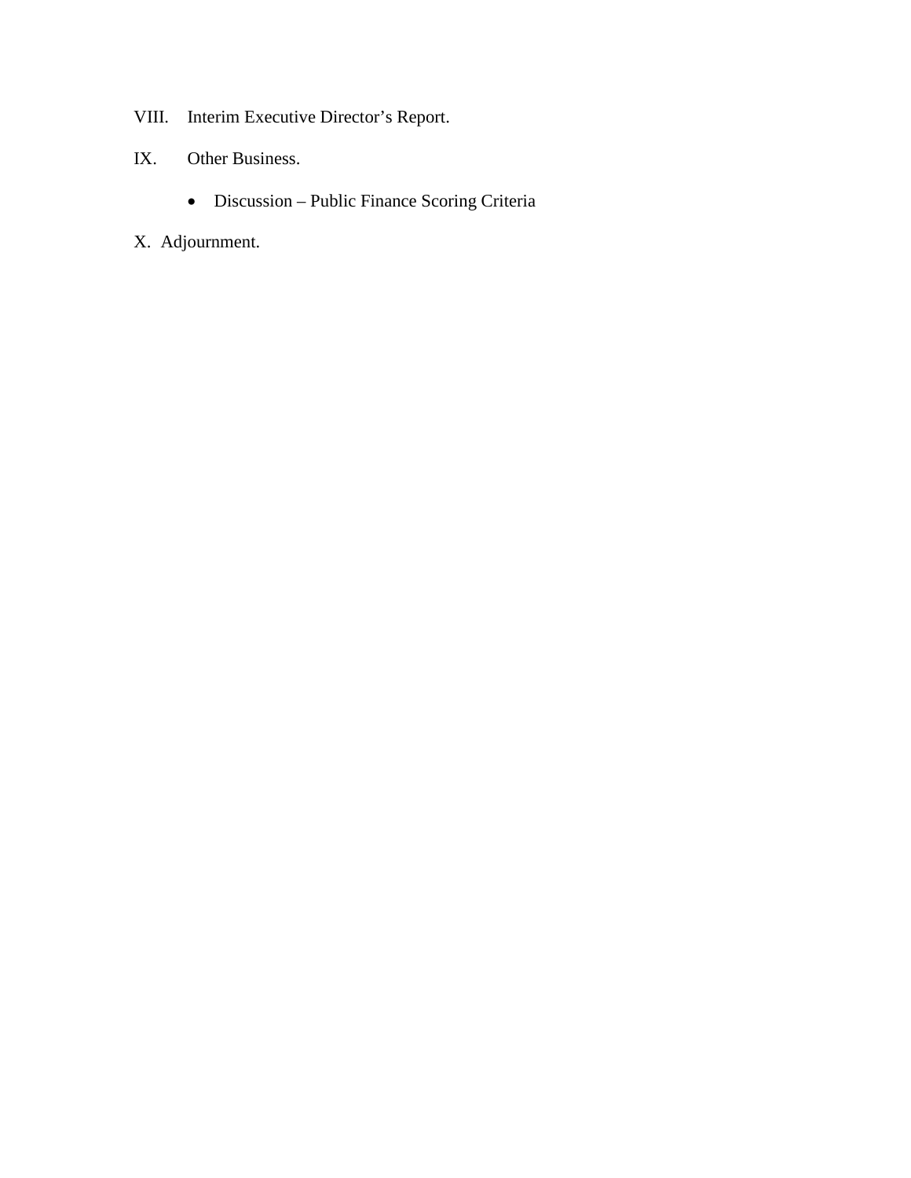VIII. Interim Executive Director's Report.

IX. Other Business.

- Discussion – Public Finance Scoring Criteria

X. Adjournment.